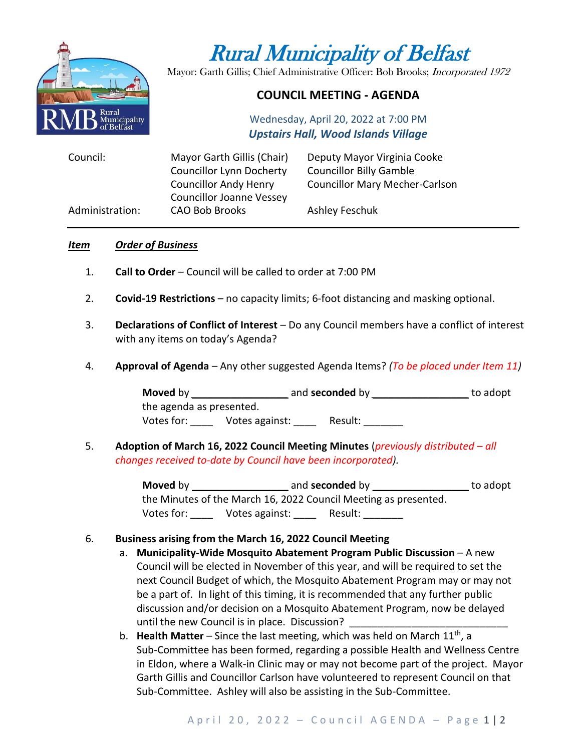# Rural Municipality of Belfast

Mayor: Garth Gillis; Chief Administrative Officer: Bob Brooks; *Incorporated 1972*

## COUNCIL MEETING - AGENDA

Wednesday, April 20, 2022 at 7:00 PM
***Upstairs Hall, Wood Islands Village***

| | | |
|---|---|---|
| Council: | Mayor Garth Gillis (Chair) | Deputy Mayor Virginia Cooke |
| | Councillor Lynn Docherty | Councillor Billy Gamble |
| | Councillor Andy Henry | Councillor Mary Mecher-Carlson |
| | Councillor Joanne Vessey | |
| Administration: | CAO Bob Brooks | Ashley Feschuk |

***Item*** ***Order of Business***

1. **Call to Order** – Council will be called to order at 7:00 PM

2. **Covid-19 Restrictions** – no capacity limits; 6-foot distancing and masking optional.

3. **Declarations of Conflict of Interest** – Do any Council members have a conflict of interest with any items on today's Agenda?

4. **Approval of Agenda** – Any other suggested Agenda Items? *(To be placed under Item 11)*

   **Moved** by _________________ and **seconded** by _________________ to adopt the agenda as presented.
   Votes for: ____ Votes against: ____ Result: _______

5. **Adoption of March 16, 2022 Council Meeting Minutes** (*previously distributed – all changes received to-date by Council have been incorporated*).

   **Moved** by _________________ and **seconded** by _________________ to adopt the Minutes of the March 16, 2022 Council Meeting as presented.
   Votes for: ____ Votes against: ____ Result: _______

6. **Business arising from the March 16, 2022 Council Meeting**
   a. **Municipality-Wide Mosquito Abatement Program Public Discussion** – A new Council will be elected in November of this year, and will be required to set the next Council Budget of which, the Mosquito Abatement Program may or may not be a part of. In light of this timing, it is recommended that any further public discussion and/or decision on a Mosquito Abatement Program, now be delayed until the new Council is in place. Discussion? ____________________________
   b. **Health Matter** – Since the last meeting, which was held on March 11th, a Sub-Committee has been formed, regarding a possible Health and Wellness Centre in Eldon, where a Walk-in Clinic may or may not become part of the project. Mayor Garth Gillis and Councillor Carlson have volunteered to represent Council on that Sub-Committee. Ashley will also be assisting in the Sub-Committee.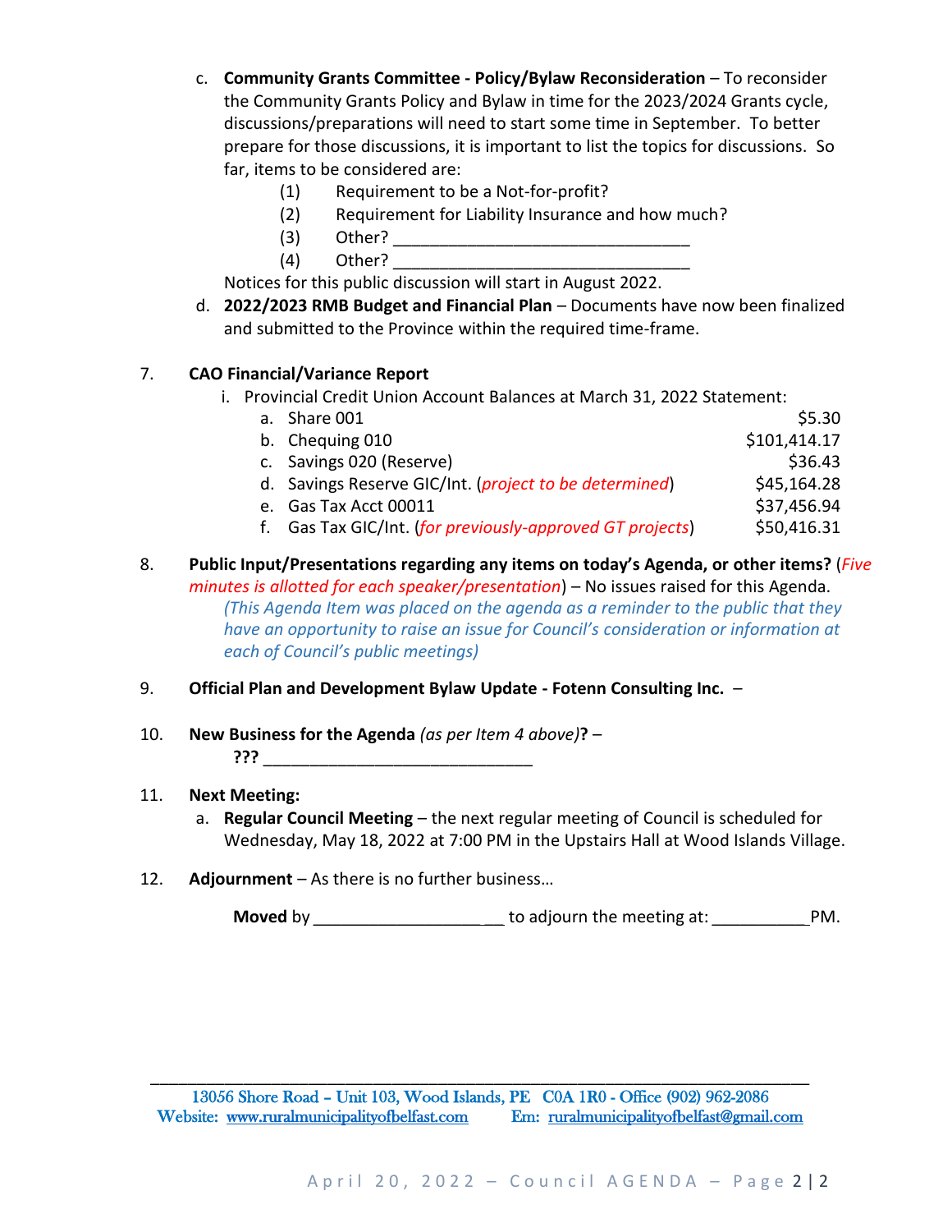c. **Community Grants Committee - Policy/Bylaw Reconsideration** – To reconsider the Community Grants Policy and Bylaw in time for the 2023/2024 Grants cycle, discussions/preparations will need to start some time in September. To better prepare for those discussions, it is important to list the topics for discussions. So far, items to be considered are:

    (1) Requirement to be a Not-for-profit?
    (2) Requirement for Liability Insurance and how much?
    (3) Other? ________________________________
    (4) Other? ________________________________

    Notices for this public discussion will start in August 2022.

d. **2022/2023 RMB Budget and Financial Plan** – Documents have now been finalized and submitted to the Province within the required time-frame.

7. **CAO Financial/Variance Report**

    i. Provincial Credit Union Account Balances at March 31, 2022 Statement:

| | |
|---|---|
| a. Share 001 | $5.30 |
| b. Chequing 010 | $101,414.17 |
| c. Savings 020 (Reserve) | $36.43 |
| d. Savings Reserve GIC/Int. (*project to be determined*) | $45,164.28 |
| e. Gas Tax Acct 00011 | $37,456.94 |
| f. Gas Tax GIC/Int. (*for previously-approved GT projects*) | $50,416.31 |

8. **Public Input/Presentations regarding any items on today's Agenda, or other items?** (*Five minutes is allotted for each speaker/presentation*) – No issues raised for this Agenda.
   *(This Agenda Item was placed on the agenda as a reminder to the public that they have an opportunity to raise an issue for Council's consideration or information at each of Council's public meetings)*

9. **Official Plan and Development Bylaw Update - Fotenn Consulting Inc.** –

10. **New Business for the Agenda** *(as per Item 4 above)***?** –
    **???** _____________________________

11. **Next Meeting:**

    a. **Regular Council Meeting** – the next regular meeting of Council is scheduled for Wednesday, May 18, 2022 at 7:00 PM in the Upstairs Hall at Wood Islands Village.

12. **Adjournment** – As there is no further business…

    **Moved** by ______________________ to adjourn the meeting at: __________PM.

13056 Shore Road – Unit 103, Wood Islands, PE C0A 1R0 - Office (902) 962-2086
Website: www.ruralmunicipalityofbelfast.com Em: ruralmunicipalityofbelfast@gmail.com